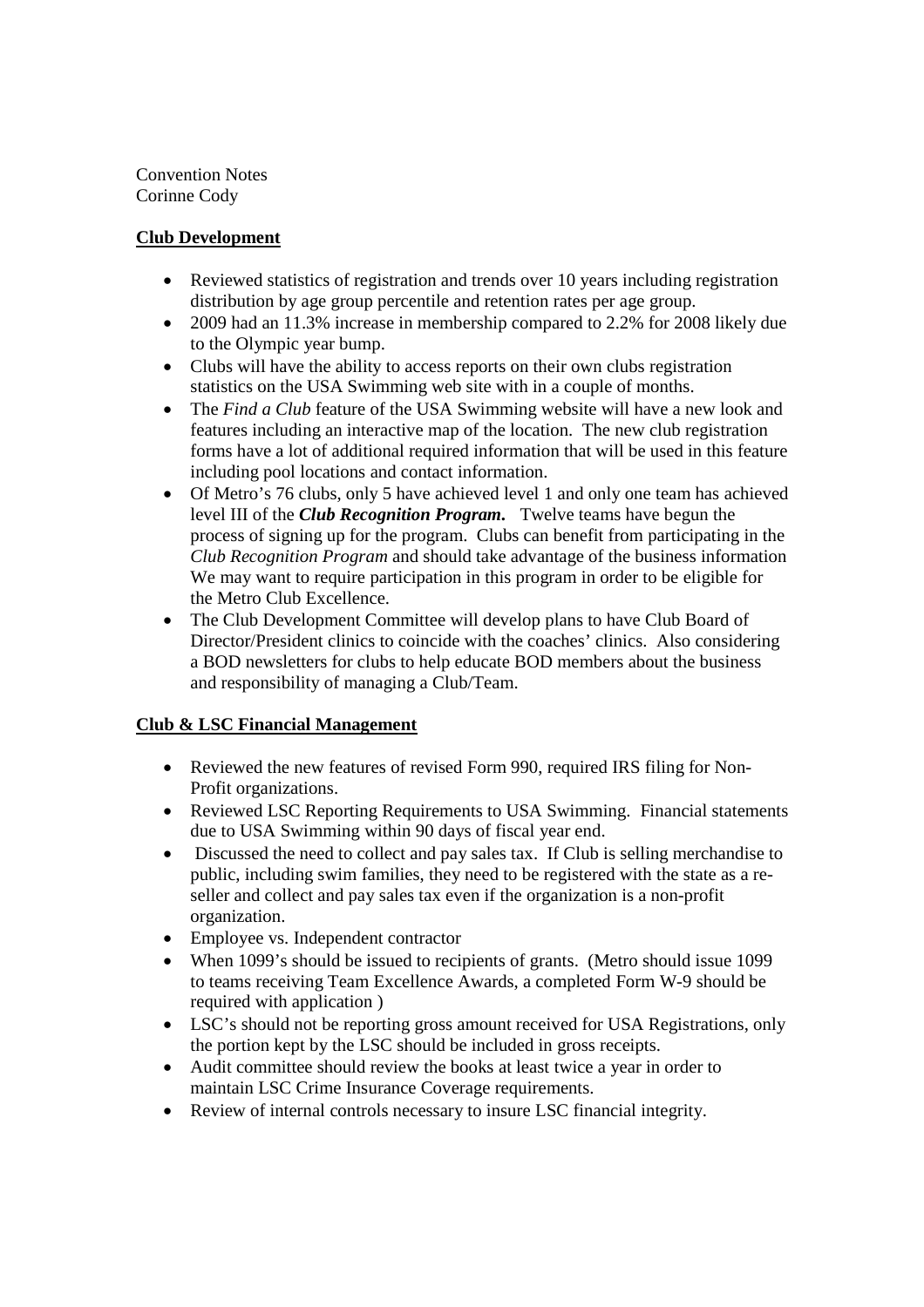Convention Notes
Corinne Cody

## Club Development

- Reviewed statistics of registration and trends over 10 years including registration distribution by age group percentile and retention rates per age group.
- 2009 had an 11.3% increase in membership compared to 2.2% for 2008 likely due to the Olympic year bump.
- Clubs will have the ability to access reports on their own clubs registration statistics on the USA Swimming web site with in a couple of months.
- The *Find a Club* feature of the USA Swimming website will have a new look and features including an interactive map of the location. The new club registration forms have a lot of additional required information that will be used in this feature including pool locations and contact information.
- Of Metro's 76 clubs, only 5 have achieved level 1 and only one team has achieved level III of the ***Club Recognition Program.*** Twelve teams have begun the process of signing up for the program. Clubs can benefit from participating in the *Club Recognition Program* and should take advantage of the business information We may want to require participation in this program in order to be eligible for the Metro Club Excellence.
- The Club Development Committee will develop plans to have Club Board of Director/President clinics to coincide with the coaches' clinics. Also considering a BOD newsletters for clubs to help educate BOD members about the business and responsibility of managing a Club/Team.

## Club & LSC Financial Management

- Reviewed the new features of revised Form 990, required IRS filing for Non-Profit organizations.
- Reviewed LSC Reporting Requirements to USA Swimming. Financial statements due to USA Swimming within 90 days of fiscal year end.
- Discussed the need to collect and pay sales tax. If Club is selling merchandise to public, including swim families, they need to be registered with the state as a re-seller and collect and pay sales tax even if the organization is a non-profit organization.
- Employee vs. Independent contractor
- When 1099's should be issued to recipients of grants. (Metro should issue 1099 to teams receiving Team Excellence Awards, a completed Form W-9 should be required with application )
- LSC's should not be reporting gross amount received for USA Registrations, only the portion kept by the LSC should be included in gross receipts.
- Audit committee should review the books at least twice a year in order to maintain LSC Crime Insurance Coverage requirements.
- Review of internal controls necessary to insure LSC financial integrity.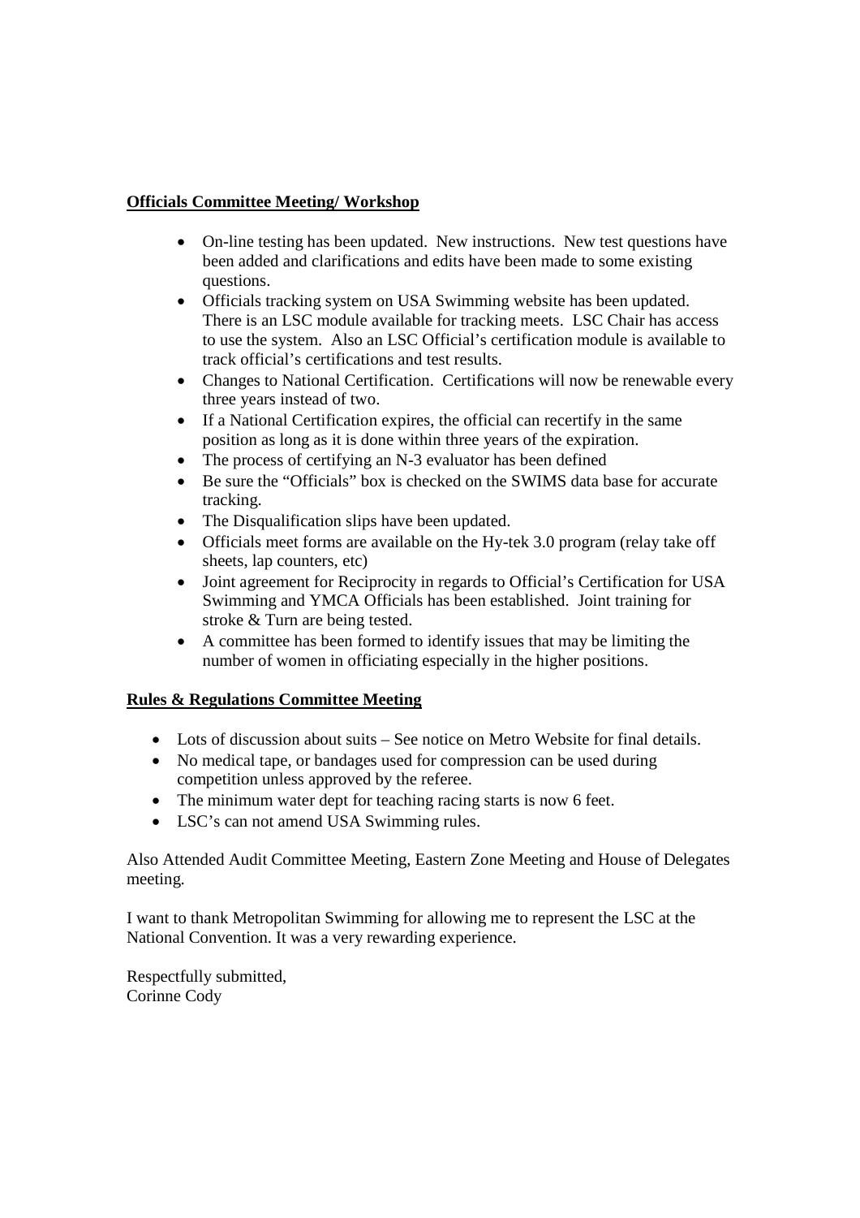**Officials Committee Meeting/ Workshop**

- On-line testing has been updated. New instructions. New test questions have been added and clarifications and edits have been made to some existing questions.
- Officials tracking system on USA Swimming website has been updated. There is an LSC module available for tracking meets. LSC Chair has access to use the system. Also an LSC Official's certification module is available to track official's certifications and test results.
- Changes to National Certification. Certifications will now be renewable every three years instead of two.
- If a National Certification expires, the official can recertify in the same position as long as it is done within three years of the expiration.
- The process of certifying an N-3 evaluator has been defined
- Be sure the "Officials" box is checked on the SWIMS data base for accurate tracking.
- The Disqualification slips have been updated.
- Officials meet forms are available on the Hy-tek 3.0 program (relay take off sheets, lap counters, etc)
- Joint agreement for Reciprocity in regards to Official's Certification for USA Swimming and YMCA Officials has been established. Joint training for stroke & Turn are being tested.
- A committee has been formed to identify issues that may be limiting the number of women in officiating especially in the higher positions.

**Rules & Regulations Committee Meeting**

- Lots of discussion about suits – See notice on Metro Website for final details.
- No medical tape, or bandages used for compression can be used during competition unless approved by the referee.
- The minimum water dept for teaching racing starts is now 6 feet.
- LSC's can not amend USA Swimming rules.

Also Attended Audit Committee Meeting, Eastern Zone Meeting and House of Delegates meeting.

I want to thank Metropolitan Swimming for allowing me to represent the LSC at the National Convention. It was a very rewarding experience.

Respectfully submitted,
Corinne Cody